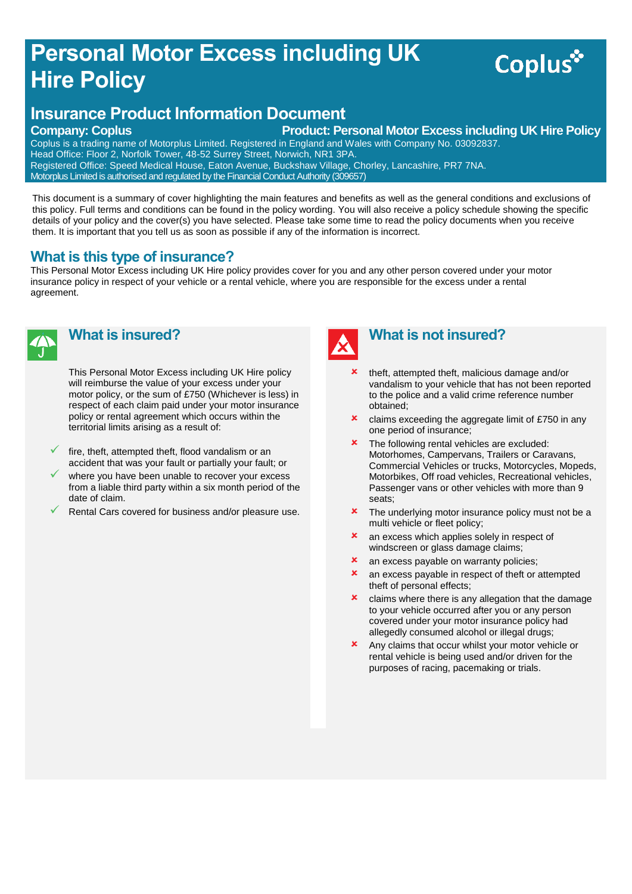# Personal Motor Excess including UK Hire Policy

Coplus

## Insurance Product Information Document

**Company: Coplus** **Product: Personal Motor Excess including UK Hire Policy**

Coplus is a trading name of Motorplus Limited. Registered in England and Wales with Company No. 03092837.
Head Office: Floor 2, Norfolk Tower, 48-52 Surrey Street, Norwich, NR1 3PA.
Registered Office: Speed Medical House, Eaton Avenue, Buckshaw Village, Chorley, Lancashire, PR7 7NA.
Motorplus Limited is authorised and regulated by the Financial Conduct Authority (309657)

This document is a summary of cover highlighting the main features and benefits as well as the general conditions and exclusions of this policy. Full terms and conditions can be found in the policy wording. You will also receive a policy schedule showing the specific details of your policy and the cover(s) you have selected. Please take some time to read the policy documents when you receive them. It is important that you tell us as soon as possible if any of the information is incorrect.

## What is this type of insurance?

This Personal Motor Excess including UK Hire policy provides cover for you and any other person covered under your motor insurance policy in respect of your vehicle or a rental vehicle, where you are responsible for the excess under a rental agreement.

## What is insured?

This Personal Motor Excess including UK Hire policy will reimburse the value of your excess under your motor policy, or the sum of £750 (Whichever is less) in respect of each claim paid under your motor insurance policy or rental agreement which occurs within the territorial limits arising as a result of:

- ✓ fire, theft, attempted theft, flood vandalism or an accident that was your fault or partially your fault; or
- ✓ where you have been unable to recover your excess from a liable third party within a six month period of the date of claim.
- ✓ Rental Cars covered for business and/or pleasure use.

## What is not insured?

- ✗ theft, attempted theft, malicious damage and/or vandalism to your vehicle that has not been reported to the police and a valid crime reference number obtained;
- ✗ claims exceeding the aggregate limit of £750 in any one period of insurance;
- ✗ The following rental vehicles are excluded: Motorhomes, Campervans, Trailers or Caravans, Commercial Vehicles or trucks, Motorcycles, Mopeds, Motorbikes, Off road vehicles, Recreational vehicles, Passenger vans or other vehicles with more than 9 seats;
- ✗ The underlying motor insurance policy must not be a multi vehicle or fleet policy;
- ✗ an excess which applies solely in respect of windscreen or glass damage claims;
- ✗ an excess payable on warranty policies;
- ✗ an excess payable in respect of theft or attempted theft of personal effects;
- ✗ claims where there is any allegation that the damage to your vehicle occurred after you or any person covered under your motor insurance policy had allegedly consumed alcohol or illegal drugs;
- ✗ Any claims that occur whilst your motor vehicle or rental vehicle is being used and/or driven for the purposes of racing, pacemaking or trials.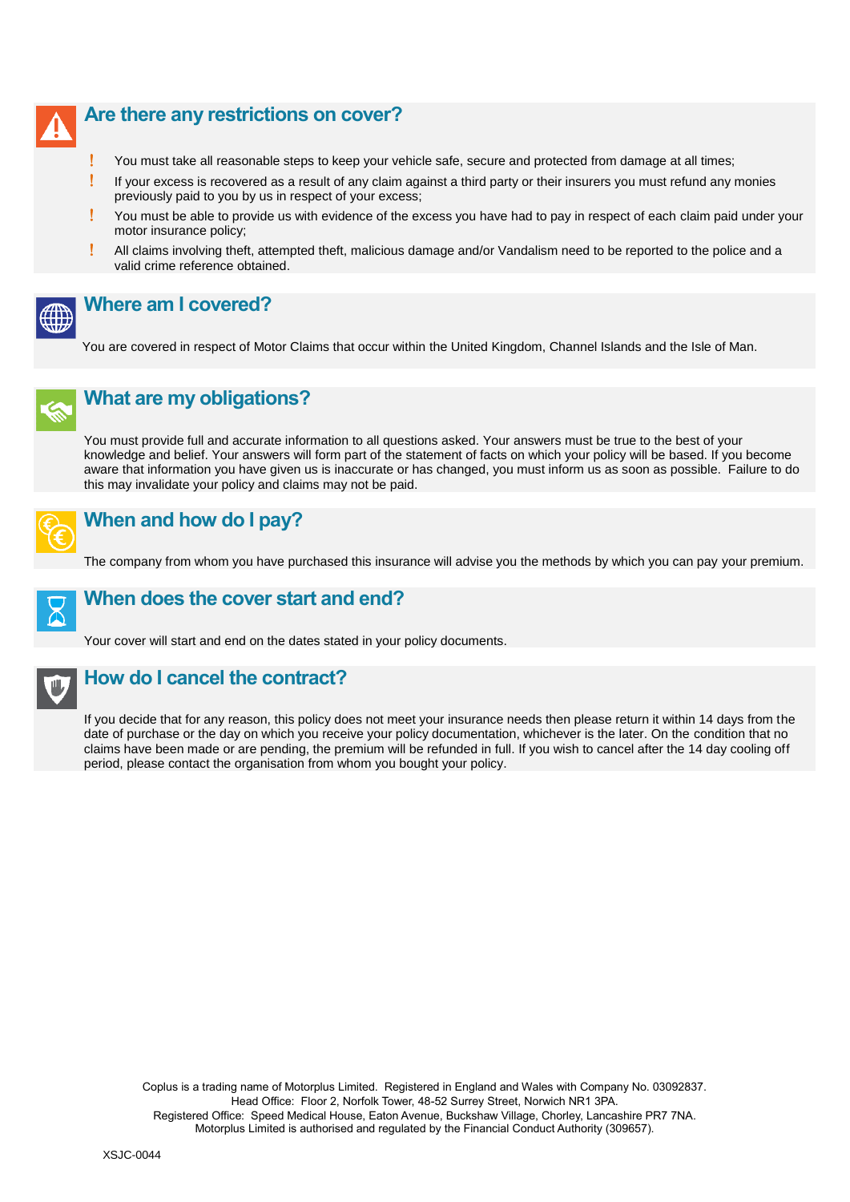## Are there any restrictions on cover?

- You must take all reasonable steps to keep your vehicle safe, secure and protected from damage at all times;
- If your excess is recovered as a result of any claim against a third party or their insurers you must refund any monies previously paid to you by us in respect of your excess;
- You must be able to provide us with evidence of the excess you have had to pay in respect of each claim paid under your motor insurance policy;
- All claims involving theft, attempted theft, malicious damage and/or Vandalism need to be reported to the police and a valid crime reference obtained.

## Where am I covered?

You are covered in respect of Motor Claims that occur within the United Kingdom, Channel Islands and the Isle of Man.

## What are my obligations?

You must provide full and accurate information to all questions asked. Your answers must be true to the best of your knowledge and belief. Your answers will form part of the statement of facts on which your policy will be based. If you become aware that information you have given us is inaccurate or has changed, you must inform us as soon as possible. Failure to do this may invalidate your policy and claims may not be paid.

## When and how do I pay?

The company from whom you have purchased this insurance will advise you the methods by which you can pay your premium.

## When does the cover start and end?

Your cover will start and end on the dates stated in your policy documents.

## How do I cancel the contract?

If you decide that for any reason, this policy does not meet your insurance needs then please return it within 14 days from the date of purchase or the day on which you receive your policy documentation, whichever is the later. On the condition that no claims have been made or are pending, the premium will be refunded in full. If you wish to cancel after the 14 day cooling off period, please contact the organisation from whom you bought your policy.

Coplus is a trading name of Motorplus Limited. Registered in England and Wales with Company No. 03092837.
Head Office: Floor 2, Norfolk Tower, 48-52 Surrey Street, Norwich NR1 3PA.
Registered Office: Speed Medical House, Eaton Avenue, Buckshaw Village, Chorley, Lancashire PR7 7NA.
Motorplus Limited is authorised and regulated by the Financial Conduct Authority (309657).

XSJC-0044